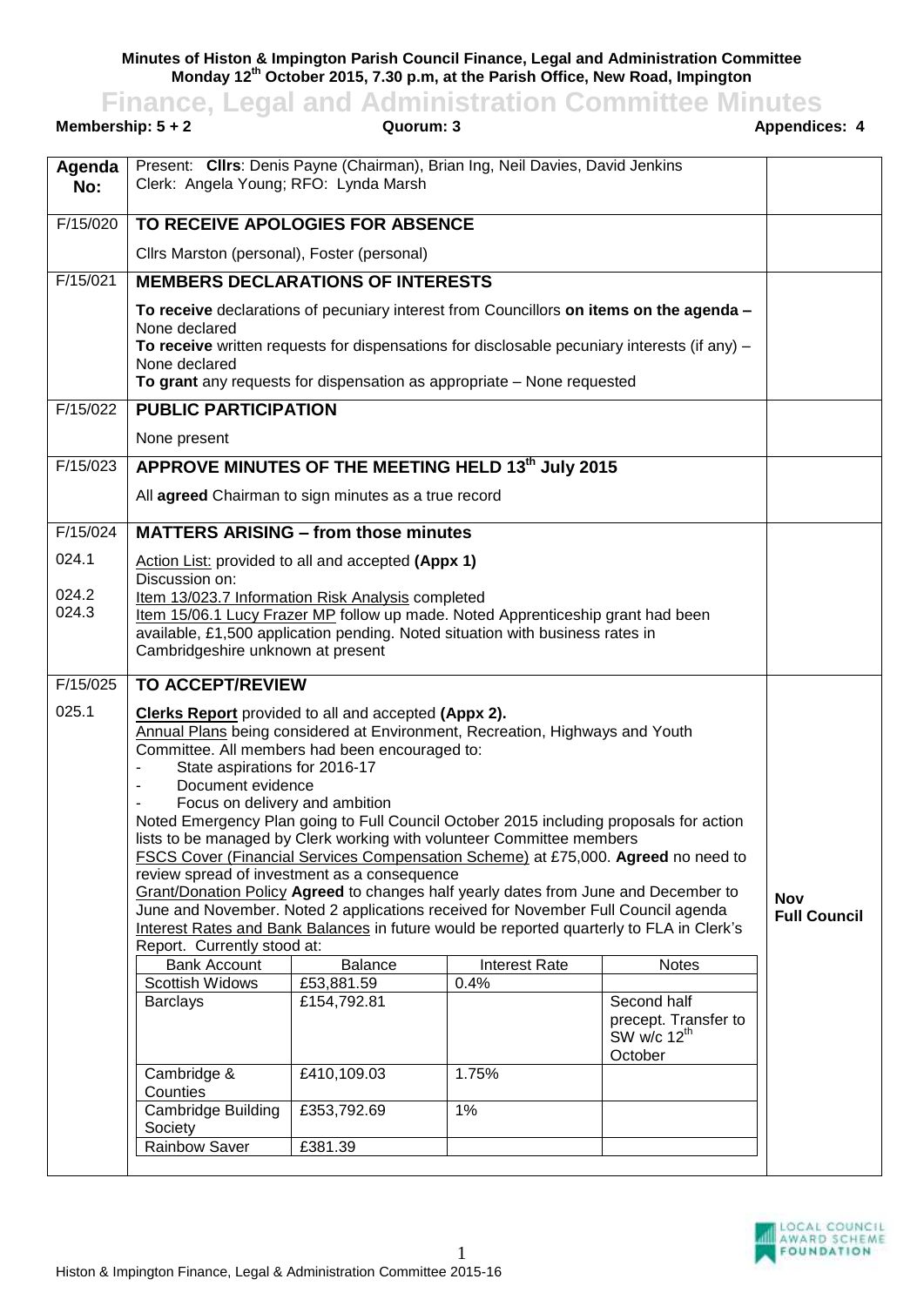**Minutes of Histon & Impington Parish Council Finance, Legal and Administration Committee Monday 12th October 2015, 7.30 p.m, at the Parish Office, New Road, Impington**

# Finance, Legal and Administration Committee Minutes

**Membership: 5 + 2** | **Quorum: 3** | **Appendices: 4**

| Agenda No: | Present: **Cllrs**: Denis Payne (Chairman), Brian Ing, Neil Davies, David Jenkins<br>Clerk: Angela Young; RFO: Lynda Marsh | |
|---|---|---|
| F/15/020 | **TO RECEIVE APOLOGIES FOR ABSENCE**<br><br>Cllrs Marston (personal), Foster (personal) | |
| F/15/021 | **MEMBERS DECLARATIONS OF INTERESTS**<br><br>**To receive** declarations of pecuniary interest from Councillors **on items on the agenda** – None declared<br>**To receive** written requests for dispensations for disclosable pecuniary interests (if any) – None declared<br>**To grant** any requests for dispensation as appropriate – None requested | |
| F/15/022 | **PUBLIC PARTICIPATION**<br><br>None present | |
| F/15/023 | **APPROVE MINUTES OF THE MEETING HELD 13th July 2015**<br><br>All **agreed** Chairman to sign minutes as a true record | |
| F/15/024 | **MATTERS ARISING – from those minutes** | |
| 024.1<br><br>024.2<br>024.3 | Action List: provided to all and accepted **(Appx 1)**<br>Discussion on:<br>Item 13/023.7 Information Risk Analysis completed<br>Item 15/06.1 Lucy Frazer MP follow up made. Noted Apprenticeship grant had been available, £1,500 application pending. Noted situation with business rates in Cambridgeshire unknown at present | |
| F/15/025 | **TO ACCEPT/REVIEW** | |
| 025.1 | **Clerks Report** provided to all and accepted **(Appx 2).**<br>Annual Plans being considered at Environment, Recreation, Highways and Youth Committee. All members had been encouraged to:<br>- State aspirations for 2016-17<br>- Document evidence<br>- Focus on delivery and ambition<br>Noted Emergency Plan going to Full Council October 2015 including proposals for action lists to be managed by Clerk working with volunteer Committee members<br>FSCS Cover (Financial Services Compensation Scheme) at £75,000. **Agreed** no need to review spread of investment as a consequence<br>Grant/Donation Policy **Agreed** to changes half yearly dates from June and December to June and November. Noted 2 applications received for November Full Council agenda<br>Interest Rates and Bank Balances in future would be reported quarterly to FLA in Clerk's Report. Currently stood at: | **Nov Full Council** |

| Bank Account | Balance | Interest Rate | Notes |
|---|---|---|---|
| Scottish Widows | £53,881.59 | 0.4% | |
| Barclays | £154,792.81 | | Second half precept. Transfer to SW w/c 12th October |
| Cambridge & Counties | £410,109.03 | 1.75% | |
| Cambridge Building Society | £353,792.69 | 1% | |
| Rainbow Saver | £381.39 | | |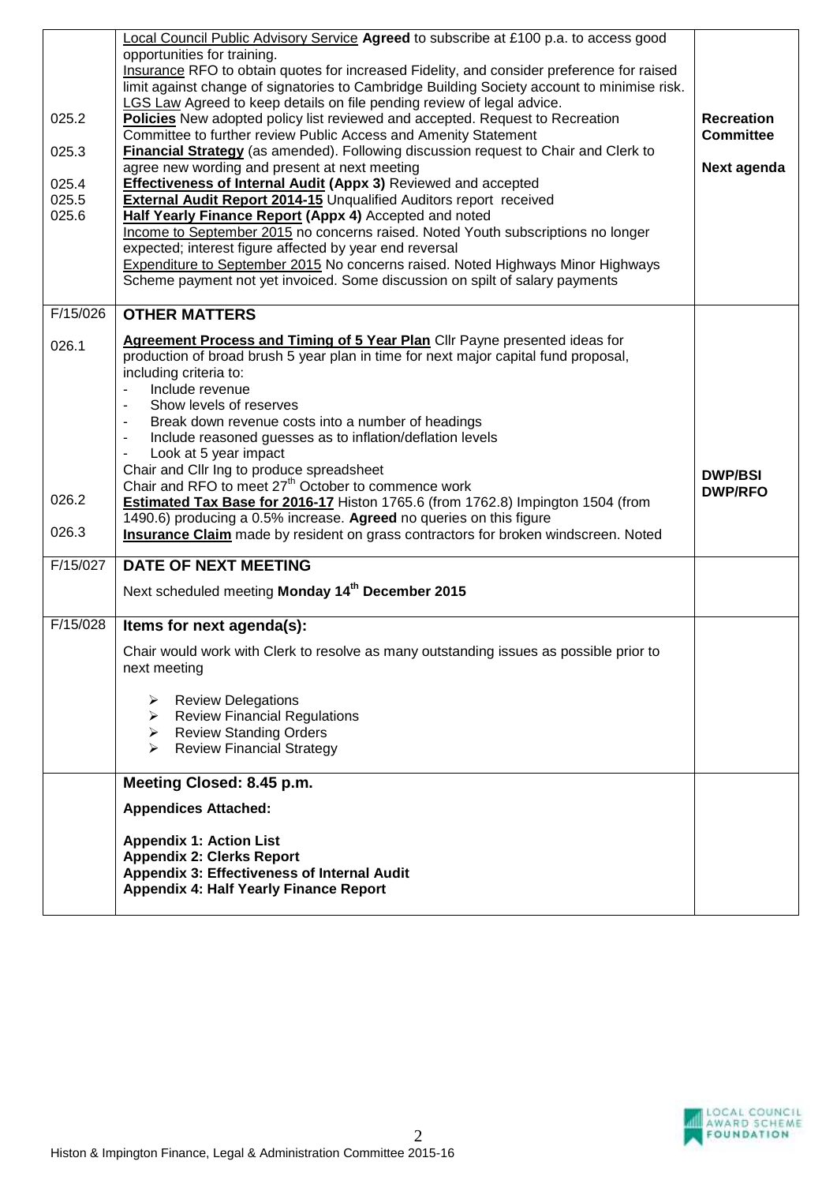| | | |
|---|---|---|
| | Local Council Public Advisory Service **Agreed** to subscribe at £100 p.a. to access good opportunities for training.<br>Insurance RFO to obtain quotes for increased Fidelity, and consider preference for raised limit against change of signatories to Cambridge Building Society account to minimise risk.<br>LGS Law Agreed to keep details on file pending review of legal advice. | |
| 025.2 | **Policies** New adopted policy list reviewed and accepted. Request to Recreation Committee to further review Public Access and Amenity Statement | **Recreation Committee** |
| 025.3 | **Financial Strategy** (as amended). Following discussion request to Chair and Clerk to agree new wording and present at next meeting | **Next agenda** |
| 025.4 | **Effectiveness of Internal Audit (Appx 3)** Reviewed and accepted | |
| 025.5 | **External Audit Report 2014-15** Unqualified Auditors report received | |
| 025.6 | **Half Yearly Finance Report (Appx 4)** Accepted and noted<br>Income to September 2015 no concerns raised. Noted Youth subscriptions no longer expected; interest figure affected by year end reversal<br>Expenditure to September 2015 No concerns raised. Noted Highways Minor Highways Scheme payment not yet invoiced. Some discussion on spilt of salary payments | |
| F/15/026 | **OTHER MATTERS** | |
| 026.1 | **Agreement Process and Timing of 5 Year Plan** Cllr Payne presented ideas for production of broad brush 5 year plan in time for next major capital fund proposal, including criteria to:<br>- Include revenue<br>- Show levels of reserves<br>- Break down revenue costs into a number of headings<br>- Include reasoned guesses as to inflation/deflation levels<br>- Look at 5 year impact<br>Chair and Cllr Ing to produce spreadsheet<br>Chair and RFO to meet 27th October to commence work | **DWP/BSI**<br>**DWP/RFO** |
| 026.2 | **Estimated Tax Base for 2016-17** Histon 1765.6 (from 1762.8) Impington 1504 (from 1490.6) producing a 0.5% increase. **Agreed** no queries on this figure | |
| 026.3 | **Insurance Claim** made by resident on grass contractors for broken windscreen. Noted | |
| F/15/027 | **DATE OF NEXT MEETING**<br>Next scheduled meeting **Monday 14th December 2015** | |
| F/15/028 | **Items for next agenda(s):**<br>Chair would work with Clerk to resolve as many outstanding issues as possible prior to next meeting<br>➢ Review Delegations<br>➢ Review Financial Regulations<br>➢ Review Standing Orders<br>➢ Review Financial Strategy | |
| | **Meeting Closed: 8.45 p.m.**<br>**Appendices Attached:**<br>**Appendix 1: Action List**<br>**Appendix 2: Clerks Report**<br>**Appendix 3: Effectiveness of Internal Audit**<br>**Appendix 4: Half Yearly Finance Report** | |